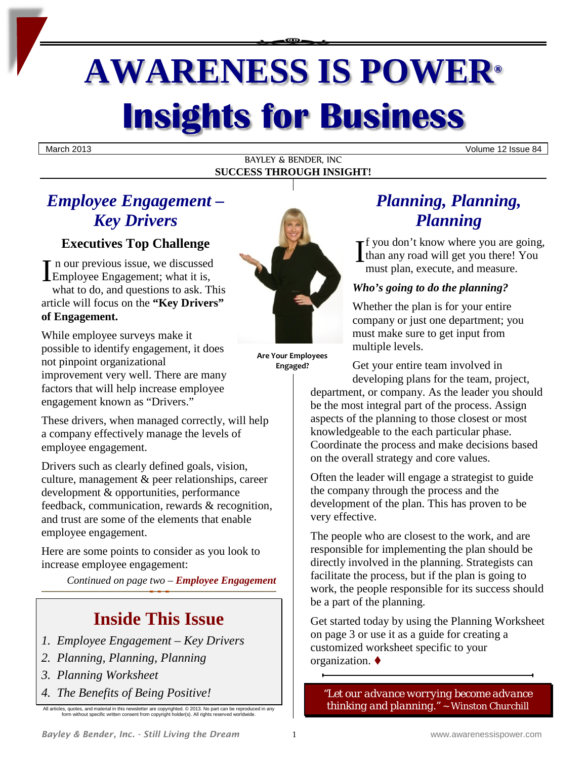# AWARENESS IS POWER®

# Insights for Business

March 2013 | Volume 12 Issue 84

BAYLEY & BENDER, INC

**SUCCESS THROUGH INSIGHT!**

## *Employee Engagement – Key Drivers*

### Executives Top Challenge

In our previous issue, we discussed Employee Engagement; what it is, what to do, and questions to ask. This article will focus on the **"Key Drivers" of Engagement.**

While employee surveys make it possible to identify engagement, it does not pinpoint organizational improvement very well. There are many factors that will help increase employee engagement known as "Drivers."

These drivers, when managed correctly, will help a company effectively manage the levels of employee engagement.

Drivers such as clearly defined goals, vision, culture, management & peer relationships, career development & opportunities, performance feedback, communication, rewards & recognition, and trust are some of the elements that enable employee engagement.

Here are some points to consider as you look to increase employee engagement:

*Continued on page two – **Employee Engagement***

**Are Your Employees Engaged?**

## Inside This Issue

1. *Employee Engagement – Key Drivers*
2. *Planning, Planning, Planning*
3. *Planning Worksheet*
4. *The Benefits of Being Positive!*

All articles, quotes, and material in this newsletter are copyrighted. © 2013. No part can be reproduced in any form without specific written consent from copyright holder(s). All rights reserved worldwide.

## *Planning, Planning, Planning*

If you don't know where you are going, than any road will get you there! You must plan, execute, and measure.

***Who's going to do the planning?***

Whether the plan is for your entire company or just one department; you must make sure to get input from multiple levels.

Get your entire team involved in developing plans for the team, project, department, or company. As the leader you should be the most integral part of the process. Assign aspects of the planning to those closest or most knowledgeable to the each particular phase. Coordinate the process and make decisions based on the overall strategy and core values.

Often the leader will engage a strategist to guide the company through the process and the development of the plan. This has proven to be very effective.

The people who are closest to the work, and are responsible for implementing the plan should be directly involved in the planning. Strategists can facilitate the process, but if the plan is going to work, the people responsible for its success should be a part of the planning.

Get started today by using the Planning Worksheet on page 3 or use it as a guide for creating a customized worksheet specific to your organization. ♦

*"Let our advance worrying become advance thinking and planning." ~ Winston Churchill*

*Bayley & Bender, Inc. - Still Living the Dream*

www.awarenessispower.com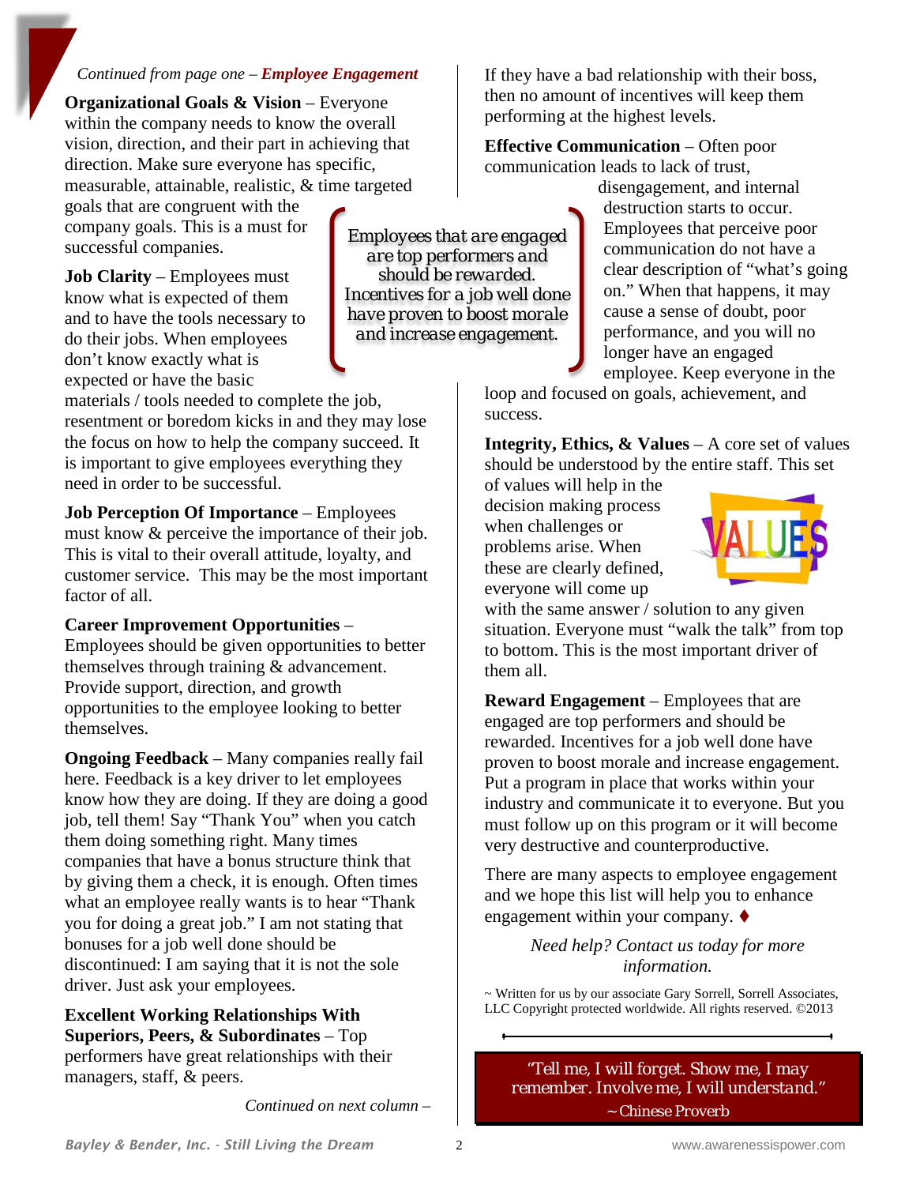*Continued from page one – **Employee Engagement***

**Organizational Goals & Vision** – Everyone within the company needs to know the overall vision, direction, and their part in achieving that direction. Make sure everyone has specific, measurable, attainable, realistic, & time targeted goals that are congruent with the company goals. This is a must for successful companies.

**Job Clarity** – Employees must know what is expected of them and to have the tools necessary to do their jobs. When employees don't know exactly what is expected or have the basic materials / tools needed to complete the job, resentment or boredom kicks in and they may lose the focus on how to help the company succeed. It is important to give employees everything they need in order to be successful.

> Employees that are engaged are top performers and should be rewarded. Incentives for a job well done have proven to boost morale and increase engagement.

**Job Perception Of Importance** – Employees must know & perceive the importance of their job. This is vital to their overall attitude, loyalty, and customer service. This may be the most important factor of all.

**Career Improvement Opportunities** – Employees should be given opportunities to better themselves through training & advancement. Provide support, direction, and growth opportunities to the employee looking to better themselves.

**Ongoing Feedback** – Many companies really fail here. Feedback is a key driver to let employees know how they are doing. If they are doing a good job, tell them! Say "Thank You" when you catch them doing something right. Many times companies that have a bonus structure think that by giving them a check, it is enough. Often times what an employee really wants is to hear "Thank you for doing a great job." I am not stating that bonuses for a job well done should be discontinued: I am saying that it is not the sole driver. Just ask your employees.

**Excellent Working Relationships With Superiors, Peers, & Subordinates** – Top performers have great relationships with their managers, staff, & peers.

*Continued on next column –*

If they have a bad relationship with their boss, then no amount of incentives will keep them performing at the highest levels.

**Effective Communication** – Often poor communication leads to lack of trust, disengagement, and internal destruction starts to occur. Employees that perceive poor communication do not have a clear description of "what's going on." When that happens, it may cause a sense of doubt, poor performance, and you will no longer have an engaged employee. Keep everyone in the loop and focused on goals, achievement, and success.

**Integrity, Ethics, & Values** – A core set of values should be understood by the entire staff. This set of values will help in the decision making process when challenges or problems arise. When these are clearly defined, everyone will come up with the same answer / solution to any given situation. Everyone must "walk the talk" from top to bottom. This is the most important driver of them all.

**Reward Engagement** – Employees that are engaged are top performers and should be rewarded. Incentives for a job well done have proven to boost morale and increase engagement. Put a program in place that works within your industry and communicate it to everyone. But you must follow up on this program or it will become very destructive and counterproductive.

There are many aspects to employee engagement and we hope this list will help you to enhance engagement within your company. ♦

*Need help? Contact us today for more information.*

~ Written for us by our associate Gary Sorrell, Sorrell Associates, LLC Copyright protected worldwide. All rights reserved. ©2013

---

> "Tell me, I will forget. Show me, I may remember. Involve me, I will understand."
> ~ Chinese Proverb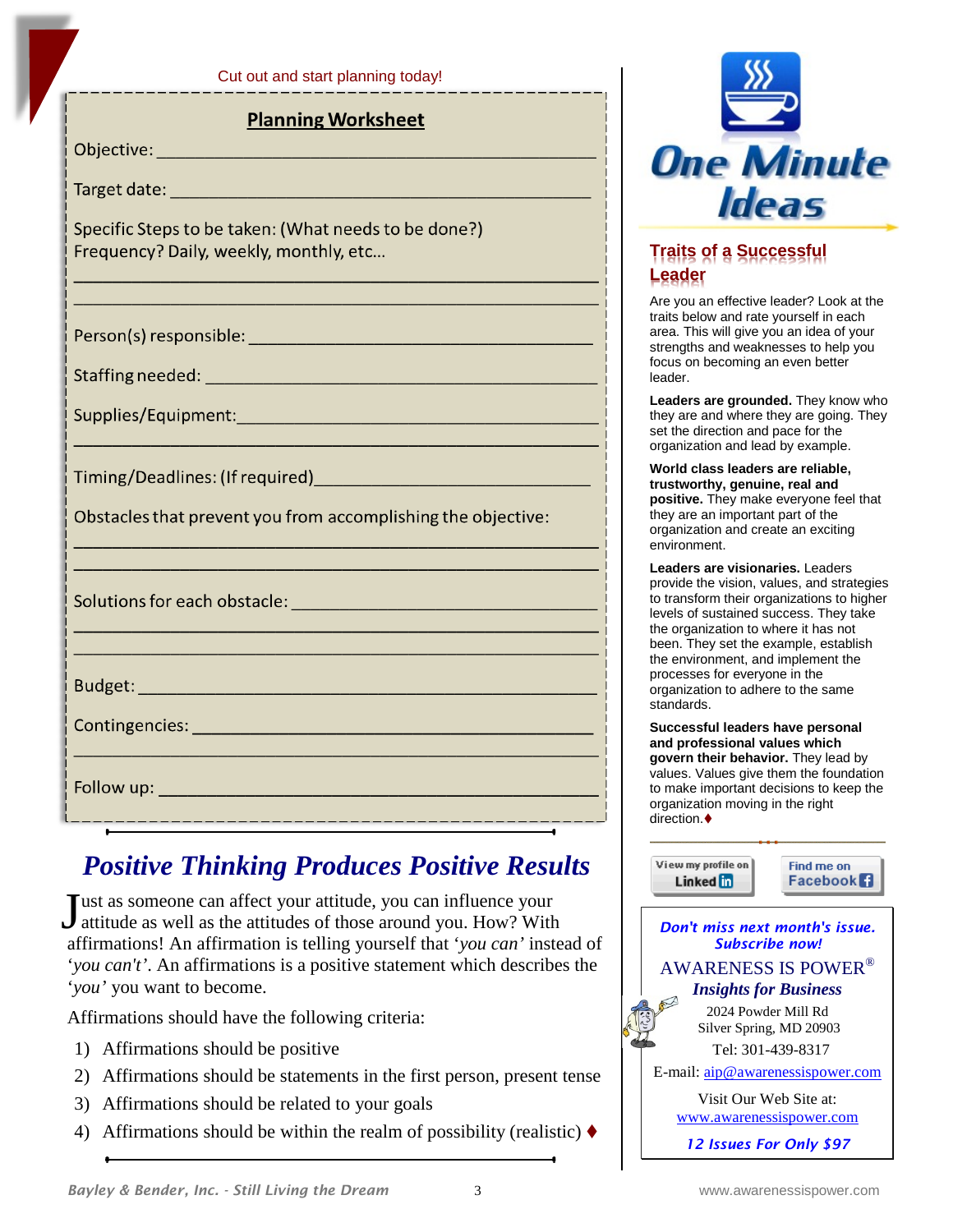Cut out and start planning today!

## Planning Worksheet

Objective: ______________________________________________

Target date: ____________________________________________

Specific Steps to be taken: (What needs to be done?)
Frequency? Daily, weekly, monthly, etc...

______________________________________________

______________________________________________

Person(s) responsible: ___________________________________

Staffing needed: ________________________________________

Supplies/Equipment:______________________________________

______________________________________________

Timing/Deadlines: (If required)____________________________

Obstacles that prevent you from accomplishing the objective:

______________________________________________

______________________________________________

Solutions for each obstacle: _______________________________

______________________________________________

______________________________________________

Budget: _______________________________________________

Contingencies: __________________________________________

______________________________________________

Follow up: _____________________________________________

# *Positive Thinking Produces Positive Results*

Just as someone can affect your attitude, you can influence your attitude as well as the attitudes of those around you. How? With affirmations! An affirmation is telling yourself that '*you can*' instead of '*you can't*'. An affirmations is a positive statement which describes the '*you*' you want to become.

Affirmations should have the following criteria:

1) Affirmations should be positive
2) Affirmations should be statements in the first person, present tense
3) Affirmations should be related to your goals
4) Affirmations should be within the realm of possibility (realistic) ♦

# One Minute Ideas

## Traits of a Successful Leader

Are you an effective leader? Look at the traits below and rate yourself in each area. This will give you an idea of your strengths and weaknesses to help you focus on becoming an even better leader.

**Leaders are grounded.** They know who they are and where they are going. They set the direction and pace for the organization and lead by example.

**World class leaders are reliable, trustworthy, genuine, real and positive.** They make everyone feel that they are an important part of the organization and create an exciting environment.

**Leaders are visionaries.** Leaders provide the vision, values, and strategies to transform their organizations to higher levels of sustained success. They take the organization to where it has not been. They set the example, establish the environment, and implement the processes for everyone in the organization to adhere to the same standards.

**Successful leaders have personal and professional values which govern their behavior.** They lead by values. Values give them the foundation to make important decisions to keep the organization moving in the right direction.♦

View my profile on LinkedIn | Find me on Facebook

***Don't miss next month's issue. Subscribe now!***

AWARENESS IS POWER®
***Insights for Business***
2024 Powder Mill Rd
Silver Spring, MD 20903
Tel: 301-439-8317
E-mail: aip@awarenessispower.com

Visit Our Web Site at:
www.awarenessispower.com

***12 Issues For Only $97***

*Bayley & Bender, Inc. - Still Living the Dream*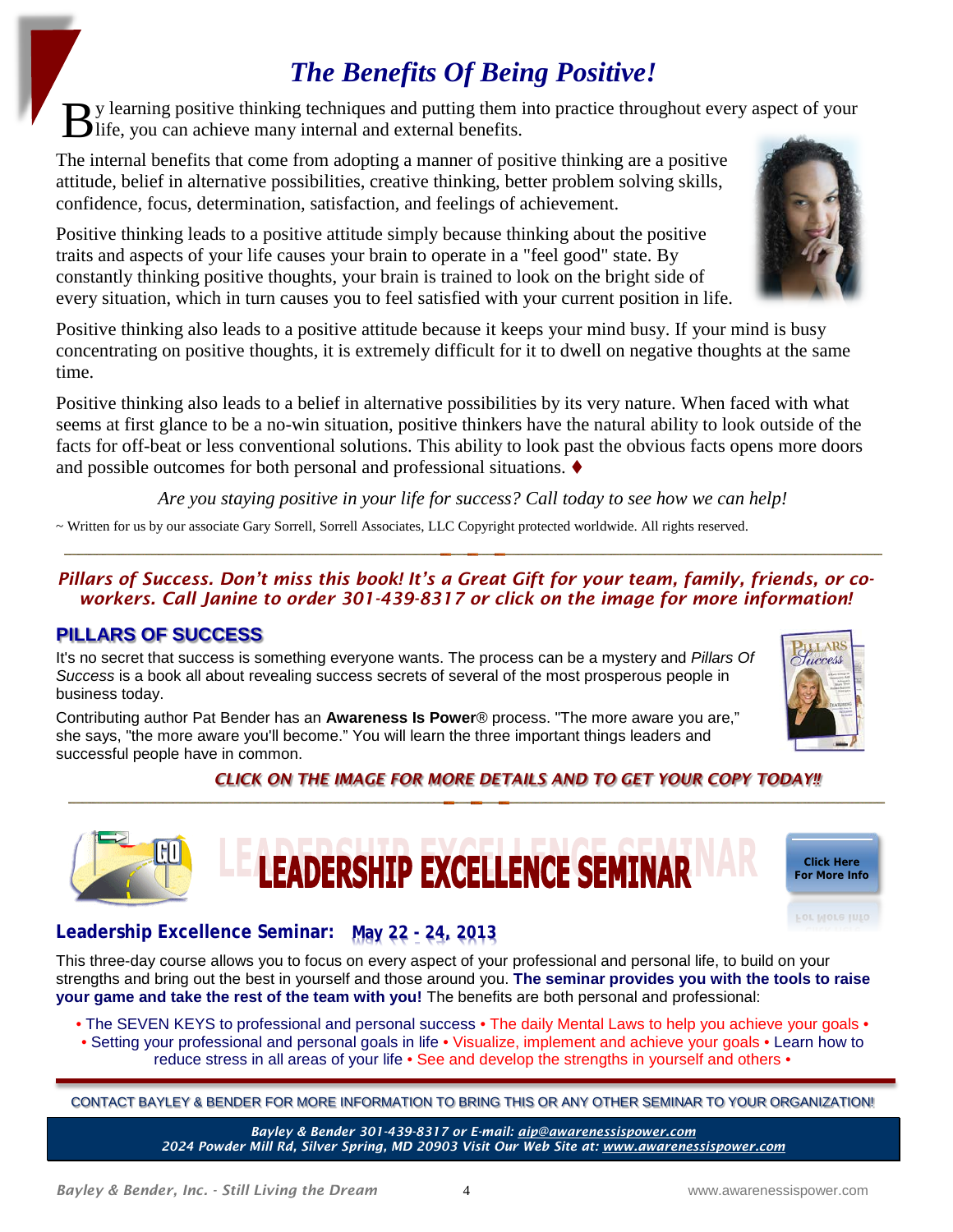# *The Benefits Of Being Positive!*

By learning positive thinking techniques and putting them into practice throughout every aspect of your life, you can achieve many internal and external benefits.

The internal benefits that come from adopting a manner of positive thinking are a positive attitude, belief in alternative possibilities, creative thinking, better problem solving skills, confidence, focus, determination, satisfaction, and feelings of achievement.

Positive thinking leads to a positive attitude simply because thinking about the positive traits and aspects of your life causes your brain to operate in a "feel good" state. By constantly thinking positive thoughts, your brain is trained to look on the bright side of every situation, which in turn causes you to feel satisfied with your current position in life.

Positive thinking also leads to a positive attitude because it keeps your mind busy. If your mind is busy concentrating on positive thoughts, it is extremely difficult for it to dwell on negative thoughts at the same time.

Positive thinking also leads to a belief in alternative possibilities by its very nature. When faced with what seems at first glance to be a no-win situation, positive thinkers have the natural ability to look outside of the facts for off-beat or less conventional solutions. This ability to look past the obvious facts opens more doors and possible outcomes for both personal and professional situations. ♦

*Are you staying positive in your life for success? Call today to see how we can help!*

~ Written for us by our associate Gary Sorrell, Sorrell Associates, LLC Copyright protected worldwide. All rights reserved.

---

***Pillars of Success. Don't miss this book! It's a Great Gift for your team, family, friends, or co-workers. Call Janine to order 301-439-8317 or click on the image for more information!***

## PILLARS OF SUCCESS

It's no secret that success is something everyone wants. The process can be a mystery and *Pillars Of Success* is a book all about revealing success secrets of several of the most prosperous people in business today.

Contributing author Pat Bender has an **Awareness Is Power**® process. "The more aware you are," she says, "the more aware you'll become." You will learn the three important things leaders and successful people have in common.

***CLICK ON THE IMAGE FOR MORE DETAILS AND TO GET YOUR COPY TODAY!!***

---

# LEADERSHIP EXCELLENCE SEMINAR

Click Here For More Info

## Leadership Excellence Seminar: May 22 - 24, 2013

This three-day course allows you to focus on every aspect of your professional and personal life, to build on your strengths and bring out the best in yourself and those around you. **The seminar provides you with the tools to raise your game and take the rest of the team with you!** The benefits are both personal and professional:

• The SEVEN KEYS to professional and personal success • The daily Mental Laws to help you achieve your goals • Setting your professional and personal goals in life • Visualize, implement and achieve your goals • Learn how to reduce stress in all areas of your life • See and develop the strengths in yourself and others •

CONTACT BAYLEY & BENDER FOR MORE INFORMATION TO BRING THIS OR ANY OTHER SEMINAR TO YOUR ORGANIZATION!

*Bayley & Bender 301-439-8317 or E-mail: aip@awarenessispower.com*
*2024 Powder Mill Rd, Silver Spring, MD 20903 Visit Our Web Site at: www.awarenessispower.com*